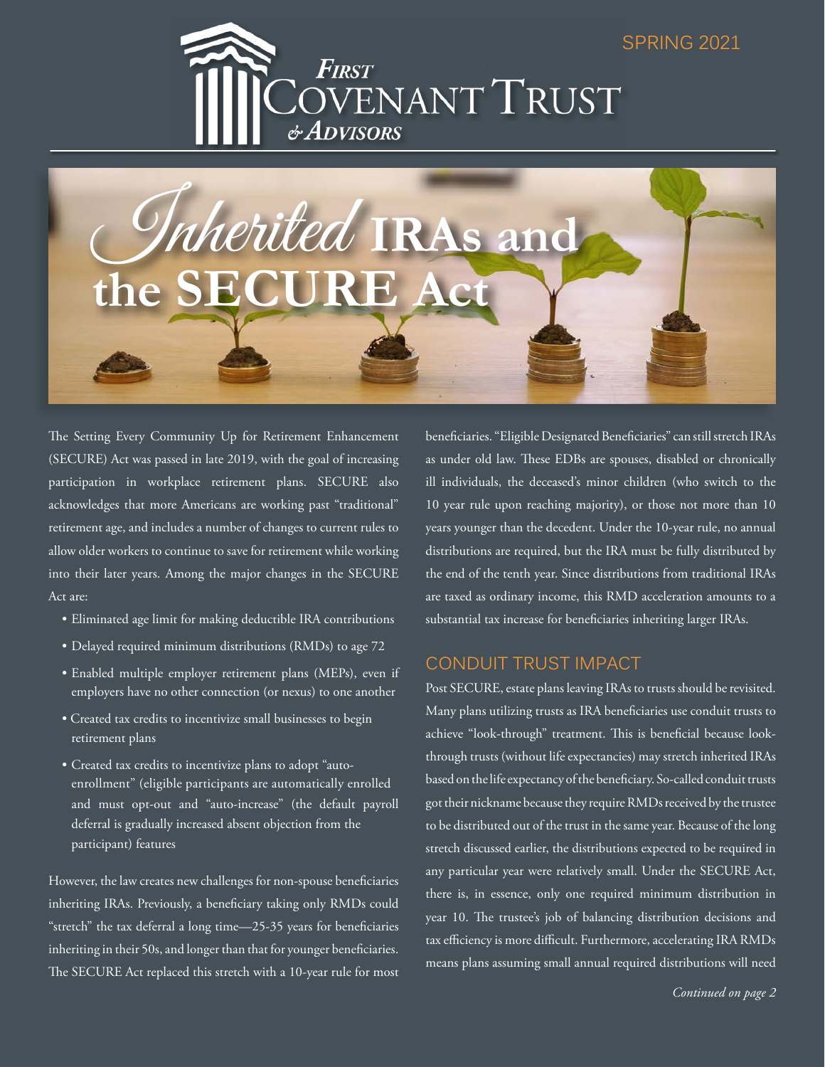SPRING 2021

# First Covenant Trust & Advisors

# *Inherited* IRAs and the SECURE Act

The Setting Every Community Up for Retirement Enhancement (SECURE) Act was passed in late 2019, with the goal of increasing participation in workplace retirement plans. SECURE also acknowledges that more Americans are working past "traditional" retirement age, and includes a number of changes to current rules to allow older workers to continue to save for retirement while working into their later years. Among the major changes in the SECURE Act are:

- Eliminated age limit for making deductible IRA contributions
- Delayed required minimum distributions (RMDs) to age 72
- Enabled multiple employer retirement plans (MEPs), even if employers have no other connection (or nexus) to one another
- Created tax credits to incentivize small businesses to begin retirement plans
- Created tax credits to incentivize plans to adopt "auto-enrollment" (eligible participants are automatically enrolled and must opt-out and "auto-increase" (the default payroll deferral is gradually increased absent objection from the participant) features

However, the law creates new challenges for non-spouse beneficiaries inheriting IRAs. Previously, a beneficiary taking only RMDs could "stretch" the tax deferral a long time—25-35 years for beneficiaries inheriting in their 50s, and longer than that for younger beneficiaries. The SECURE Act replaced this stretch with a 10-year rule for most beneficiaries. "Eligible Designated Beneficiaries" can still stretch IRAs as under old law. These EDBs are spouses, disabled or chronically ill individuals, the deceased's minor children (who switch to the 10 year rule upon reaching majority), or those not more than 10 years younger than the decedent. Under the 10-year rule, no annual distributions are required, but the IRA must be fully distributed by the end of the tenth year. Since distributions from traditional IRAs are taxed as ordinary income, this RMD acceleration amounts to a substantial tax increase for beneficiaries inheriting larger IRAs.

## CONDUIT TRUST IMPACT

Post SECURE, estate plans leaving IRAs to trusts should be revisited. Many plans utilizing trusts as IRA beneficiaries use conduit trusts to achieve "look-through" treatment. This is beneficial because look-through trusts (without life expectancies) may stretch inherited IRAs based on the life expectancy of the beneficiary. So-called conduit trusts got their nickname because they require RMDs received by the trustee to be distributed out of the trust in the same year. Because of the long stretch discussed earlier, the distributions expected to be required in any particular year were relatively small. Under the SECURE Act, there is, in essence, only one required minimum distribution in year 10. The trustee's job of balancing distribution decisions and tax efficiency is more difficult. Furthermore, accelerating IRA RMDs means plans assuming small annual required distributions will need

*Continued on page 2*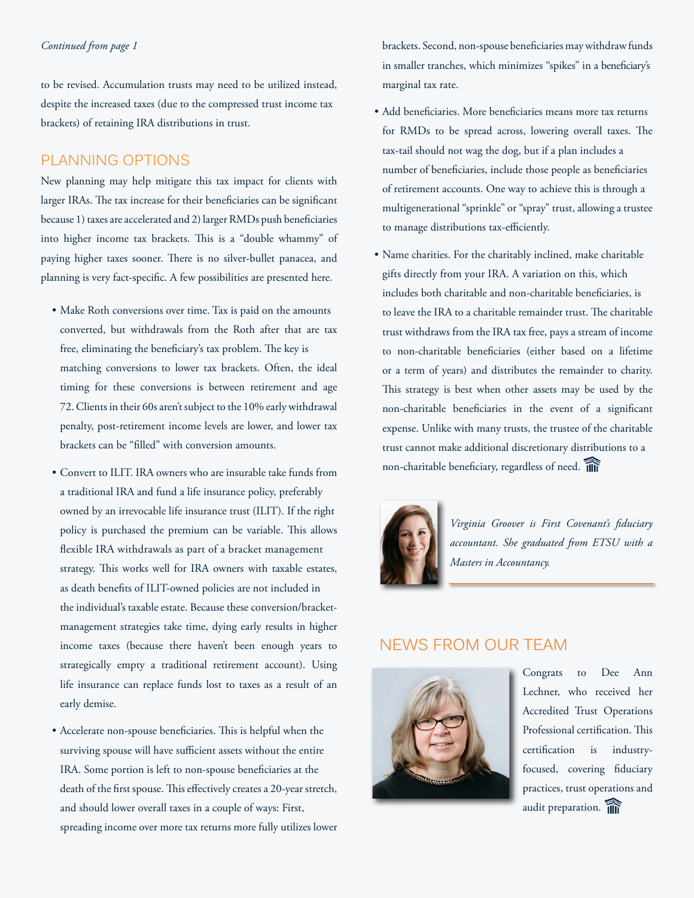*Continued from page 1*

to be revised. Accumulation trusts may need to be utilized instead, despite the increased taxes (due to the compressed trust income tax brackets) of retaining IRA distributions in trust.

## PLANNING OPTIONS

New planning may help mitigate this tax impact for clients with larger IRAs. The tax increase for their beneficiaries can be significant because 1) taxes are accelerated and 2) larger RMDs push beneficiaries into higher income tax brackets. This is a "double whammy" of paying higher taxes sooner. There is no silver-bullet panacea, and planning is very fact-specific. A few possibilities are presented here.

- Make Roth conversions over time. Tax is paid on the amounts converted, but withdrawals from the Roth after that are tax free, eliminating the beneficiary's tax problem. The key is matching conversions to lower tax brackets. Often, the ideal timing for these conversions is between retirement and age 72. Clients in their 60s aren't subject to the 10% early withdrawal penalty, post-retirement income levels are lower, and lower tax brackets can be "filled" with conversion amounts.
- Convert to ILIT. IRA owners who are insurable take funds from a traditional IRA and fund a life insurance policy, preferably owned by an irrevocable life insurance trust (ILIT). If the right policy is purchased the premium can be variable. This allows flexible IRA withdrawals as part of a bracket management strategy. This works well for IRA owners with taxable estates, as death benefits of ILIT-owned policies are not included in the individual's taxable estate. Because these conversion/bracket-management strategies take time, dying early results in higher income taxes (because there haven't been enough years to strategically empty a traditional retirement account). Using life insurance can replace funds lost to taxes as a result of an early demise.
- Accelerate non-spouse beneficiaries. This is helpful when the surviving spouse will have sufficient assets without the entire IRA. Some portion is left to non-spouse beneficiaries at the death of the first spouse. This effectively creates a 20-year stretch, and should lower overall taxes in a couple of ways: First, spreading income over more tax returns more fully utilizes lower brackets. Second, non-spouse beneficiaries may withdraw funds in smaller tranches, which minimizes "spikes" in a beneficiary's marginal tax rate.
- Add beneficiaries. More beneficiaries means more tax returns for RMDs to be spread across, lowering overall taxes. The tax-tail should not wag the dog, but if a plan includes a number of beneficiaries, include those people as beneficiaries of retirement accounts. One way to achieve this is through a multigenerational "sprinkle" or "spray" trust, allowing a trustee to manage distributions tax-efficiently.
- Name charities. For the charitably inclined, make charitable gifts directly from your IRA. A variation on this, which includes both charitable and non-charitable beneficiaries, is to leave the IRA to a charitable remainder trust. The charitable trust withdraws from the IRA tax free, pays a stream of income to non-charitable beneficiaries (either based on a lifetime or a term of years) and distributes the remainder to charity. This strategy is best when other assets may be used by the non-charitable beneficiaries in the event of a significant expense. Unlike with many trusts, the trustee of the charitable trust cannot make additional discretionary distributions to a non-charitable beneficiary, regardless of need.

*Virginia Groover is First Covenant's fiduciary accountant. She graduated from ETSU with a Masters in Accountancy.*

## NEWS FROM OUR TEAM

Congrats to Dee Ann Lechner, who received her Accredited Trust Operations Professional certification. This certification is industry-focused, covering fiduciary practices, trust operations and audit preparation.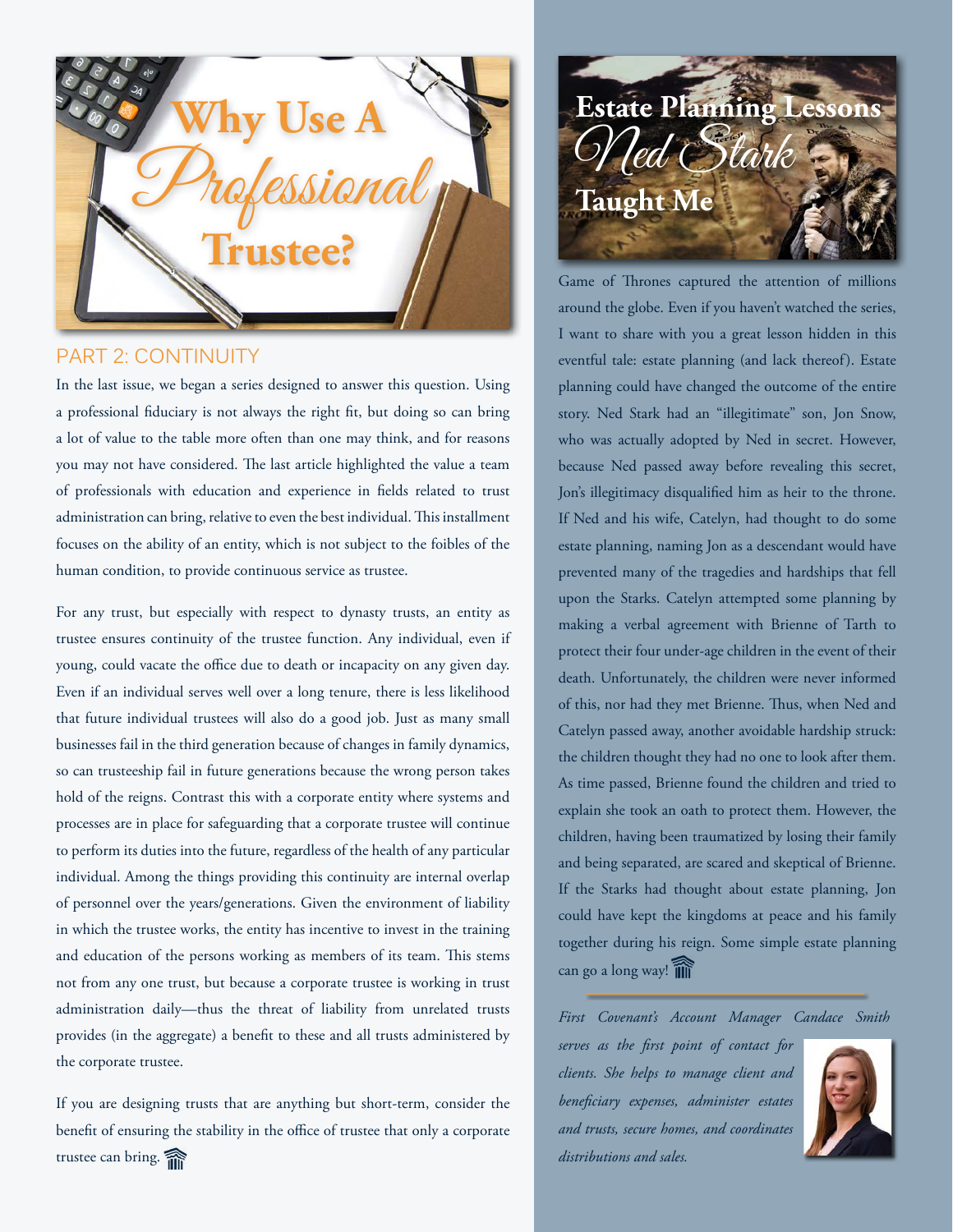# Why Use A Professional Trustee?

## PART 2: CONTINUITY

In the last issue, we began a series designed to answer this question. Using a professional fiduciary is not always the right fit, but doing so can bring a lot of value to the table more often than one may think, and for reasons you may not have considered. The last article highlighted the value a team of professionals with education and experience in fields related to trust administration can bring, relative to even the best individual. This installment focuses on the ability of an entity, which is not subject to the foibles of the human condition, to provide continuous service as trustee.

For any trust, but especially with respect to dynasty trusts, an entity as trustee ensures continuity of the trustee function. Any individual, even if young, could vacate the office due to death or incapacity on any given day. Even if an individual serves well over a long tenure, there is less likelihood that future individual trustees will also do a good job. Just as many small businesses fail in the third generation because of changes in family dynamics, so can trusteeship fail in future generations because the wrong person takes hold of the reigns. Contrast this with a corporate entity where systems and processes are in place for safeguarding that a corporate trustee will continue to perform its duties into the future, regardless of the health of any particular individual. Among the things providing this continuity are internal overlap of personnel over the years/generations. Given the environment of liability in which the trustee works, the entity has incentive to invest in the training and education of the persons working as members of its team. This stems not from any one trust, but because a corporate trustee is working in trust administration daily—thus the threat of liability from unrelated trusts provides (in the aggregate) a benefit to these and all trusts administered by the corporate trustee.

If you are designing trusts that are anything but short-term, consider the benefit of ensuring the stability in the office of trustee that only a corporate trustee can bring.

# Estate Planning Lessons Ned Stark Taught Me

Game of Thrones captured the attention of millions around the globe. Even if you haven't watched the series, I want to share with you a great lesson hidden in this eventful tale: estate planning (and lack thereof). Estate planning could have changed the outcome of the entire story. Ned Stark had an "illegitimate" son, Jon Snow, who was actually adopted by Ned in secret. However, because Ned passed away before revealing this secret, Jon's illegitimacy disqualified him as heir to the throne. If Ned and his wife, Catelyn, had thought to do some estate planning, naming Jon as a descendant would have prevented many of the tragedies and hardships that fell upon the Starks. Catelyn attempted some planning by making a verbal agreement with Brienne of Tarth to protect their four under-age children in the event of their death. Unfortunately, the children were never informed of this, nor had they met Brienne. Thus, when Ned and Catelyn passed away, another avoidable hardship struck: the children thought they had no one to look after them. As time passed, Brienne found the children and tried to explain she took an oath to protect them. However, the children, having been traumatized by losing their family and being separated, are scared and skeptical of Brienne. If the Starks had thought about estate planning, Jon could have kept the kingdoms at peace and his family together during his reign. Some simple estate planning can go a long way!

---

*First Covenant's Account Manager Candace Smith serves as the first point of contact for clients. She helps to manage client and beneficiary expenses, administer estates and trusts, secure homes, and coordinates distributions and sales.*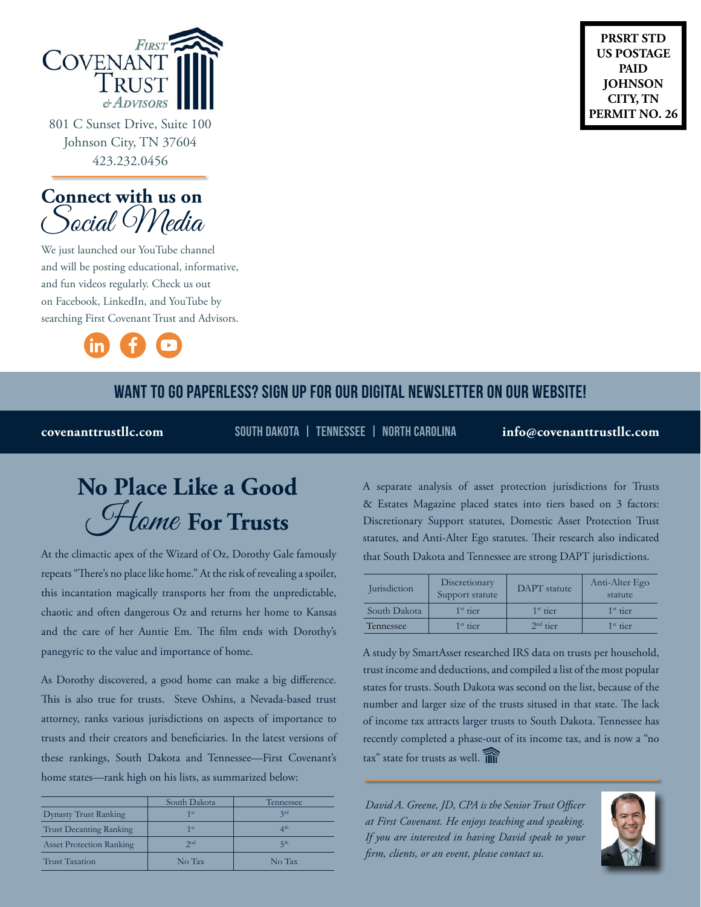First Covenant Trust & Advisors

801 C Sunset Drive, Suite 100
Johnson City, TN 37604
423.232.0456

PRSRT STD
US POSTAGE
PAID
JOHNSON
CITY, TN
PERMIT NO. 26

## Connect with us on Social Media

We just launched our YouTube channel and will be posting educational, informative, and fun videos regularly. Check us out on Facebook, LinkedIn, and YouTube by searching First Covenant Trust and Advisors.

**WANT TO GO PAPERLESS? SIGN UP FOR OUR DIGITAL NEWSLETTER ON OUR WEBSITE!**

**covenanttrustllc.com** SOUTH DAKOTA | TENNESSEE | NORTH CAROLINA **info@covenanttrustllc.com**

# No Place Like a Good *Home* For Trusts

At the climactic apex of the Wizard of Oz, Dorothy Gale famously repeats "There's no place like home." At the risk of revealing a spoiler, this incantation magically transports her from the unpredictable, chaotic and often dangerous Oz and returns her home to Kansas and the care of her Auntie Em. The film ends with Dorothy's panegyric to the value and importance of home.

As Dorothy discovered, a good home can make a big difference. This is also true for trusts. Steve Oshins, a Nevada-based trust attorney, ranks various jurisdictions on aspects of importance to trusts and their creators and beneficiaries. In the latest versions of these rankings, South Dakota and Tennessee—First Covenant's home states—rank high on his lists, as summarized below:

| | South Dakota | Tennessee |
|---|---|---|
| Dynasty Trust Ranking | 1st | 3rd |
| Trust Decanting Ranking | 1st | 4th |
| Asset Protection Ranking | 2nd | 5th |
| Trust Taxation | No Tax | No Tax |

A separate analysis of asset protection jurisdictions for Trusts & Estates Magazine placed states into tiers based on 3 factors: Discretionary Support statutes, Domestic Asset Protection Trust statutes, and Anti-Alter Ego statutes. Their research also indicated that South Dakota and Tennessee are strong DAPT jurisdictions.

| Jurisdiction | Discretionary Support statute | DAPT statute | Anti-Alter Ego statute |
|---|---|---|---|
| South Dakota | 1st tier | 1st tier | 1st tier |
| Tennessee | 1st tier | 2nd tier | 1st tier |

A study by SmartAsset researched IRS data on trusts per household, trust income and deductions, and compiled a list of the most popular states for trusts. South Dakota was second on the list, because of the number and larger size of the trusts sitused in that state. The lack of income tax attracts larger trusts to South Dakota. Tennessee has recently completed a phase-out of its income tax, and is now a "no tax" state for trusts as well.

*David A. Greene, JD, CPA is the Senior Trust Officer at First Covenant. He enjoys teaching and speaking. If you are interested in having David speak to your firm, clients, or an event, please contact us.*